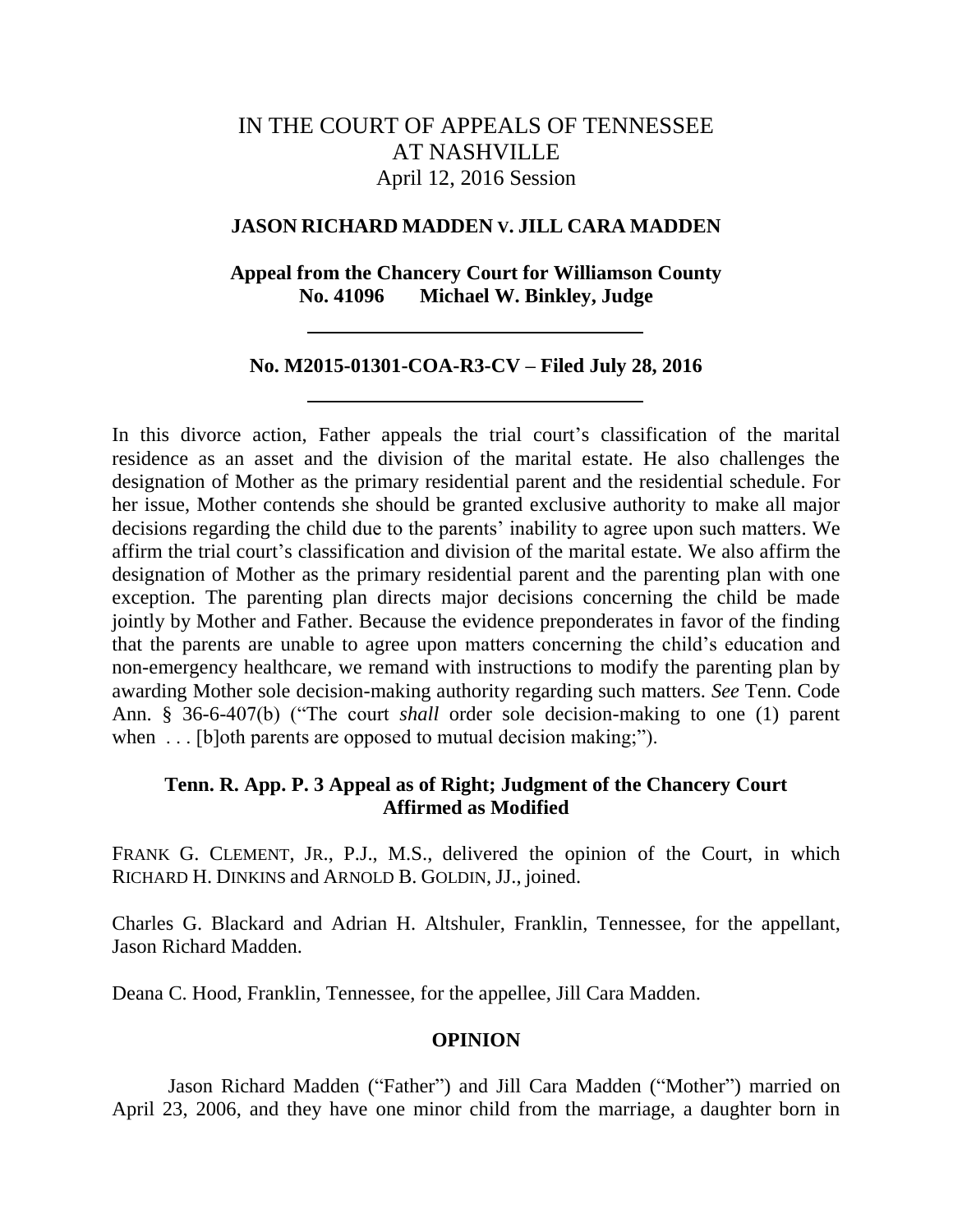# IN THE COURT OF APPEALS OF TENNESSEE AT NASHVILLE

April 12, 2016 Session

**JASON RICHARD MADDEN v. JILL CARA MADDEN**

**Appeal from the Chancery Court for Williamson County**
**No. 41096 Michael W. Binkley, Judge**

---

**No. M2015-01301-COA-R3-CV – Filed July 28, 2016**

---

In this divorce action, Father appeals the trial court's classification of the marital residence as an asset and the division of the marital estate. He also challenges the designation of Mother as the primary residential parent and the residential schedule. For her issue, Mother contends she should be granted exclusive authority to make all major decisions regarding the child due to the parents' inability to agree upon such matters. We affirm the trial court's classification and division of the marital estate. We also affirm the designation of Mother as the primary residential parent and the parenting plan with one exception. The parenting plan directs major decisions concerning the child be made jointly by Mother and Father. Because the evidence preponderates in favor of the finding that the parents are unable to agree upon matters concerning the child's education and non-emergency healthcare, we remand with instructions to modify the parenting plan by awarding Mother sole decision-making authority regarding such matters. *See* Tenn. Code Ann. § 36-6-407(b) ("The court *shall* order sole decision-making to one (1) parent when . . . [b]oth parents are opposed to mutual decision making;").

**Tenn. R. App. P. 3 Appeal as of Right; Judgment of the Chancery Court Affirmed as Modified**

FRANK G. CLEMENT, JR., P.J., M.S., delivered the opinion of the Court, in which RICHARD H. DINKINS and ARNOLD B. GOLDIN, JJ., joined.

Charles G. Blackard and Adrian H. Altshuler, Franklin, Tennessee, for the appellant, Jason Richard Madden.

Deana C. Hood, Franklin, Tennessee, for the appellee, Jill Cara Madden.

## OPINION

Jason Richard Madden ("Father") and Jill Cara Madden ("Mother") married on April 23, 2006, and they have one minor child from the marriage, a daughter born in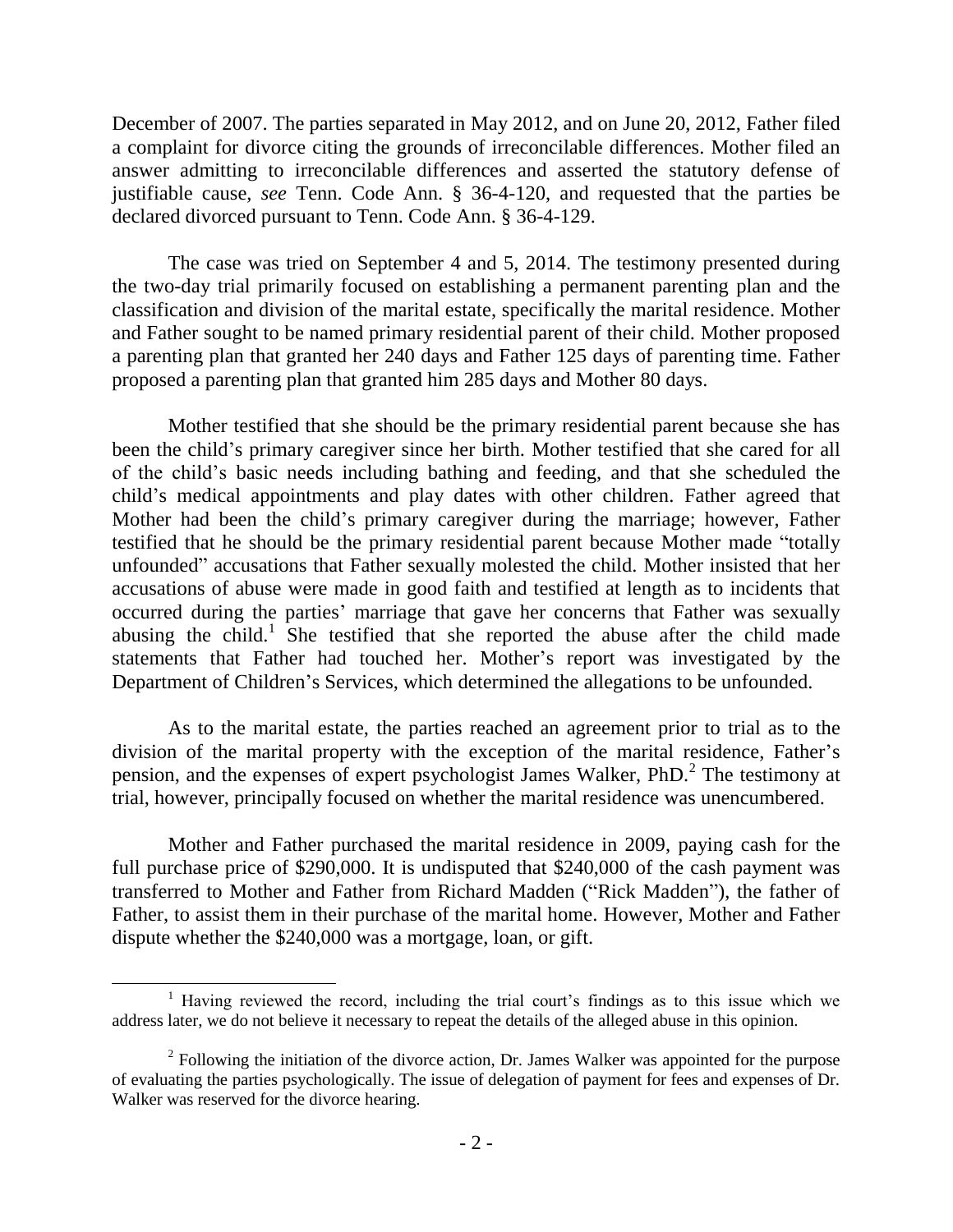December of 2007. The parties separated in May 2012, and on June 20, 2012, Father filed a complaint for divorce citing the grounds of irreconcilable differences. Mother filed an answer admitting to irreconcilable differences and asserted the statutory defense of justifiable cause, *see* Tenn. Code Ann. § 36-4-120, and requested that the parties be declared divorced pursuant to Tenn. Code Ann. § 36-4-129.

The case was tried on September 4 and 5, 2014. The testimony presented during the two-day trial primarily focused on establishing a permanent parenting plan and the classification and division of the marital estate, specifically the marital residence. Mother and Father sought to be named primary residential parent of their child. Mother proposed a parenting plan that granted her 240 days and Father 125 days of parenting time. Father proposed a parenting plan that granted him 285 days and Mother 80 days.

Mother testified that she should be the primary residential parent because she has been the child's primary caregiver since her birth. Mother testified that she cared for all of the child's basic needs including bathing and feeding, and that she scheduled the child's medical appointments and play dates with other children. Father agreed that Mother had been the child's primary caregiver during the marriage; however, Father testified that he should be the primary residential parent because Mother made "totally unfounded" accusations that Father sexually molested the child. Mother insisted that her accusations of abuse were made in good faith and testified at length as to incidents that occurred during the parties' marriage that gave her concerns that Father was sexually abusing the child.[1] She testified that she reported the abuse after the child made statements that Father had touched her. Mother's report was investigated by the Department of Children's Services, which determined the allegations to be unfounded.

As to the marital estate, the parties reached an agreement prior to trial as to the division of the marital property with the exception of the marital residence, Father's pension, and the expenses of expert psychologist James Walker, PhD.[2] The testimony at trial, however, principally focused on whether the marital residence was unencumbered.

Mother and Father purchased the marital residence in 2009, paying cash for the full purchase price of $290,000. It is undisputed that $240,000 of the cash payment was transferred to Mother and Father from Richard Madden ("Rick Madden"), the father of Father, to assist them in their purchase of the marital home. However, Mother and Father dispute whether the $240,000 was a mortgage, loan, or gift.

---

[1] Having reviewed the record, including the trial court's findings as to this issue which we address later, we do not believe it necessary to repeat the details of the alleged abuse in this opinion.

[2] Following the initiation of the divorce action, Dr. James Walker was appointed for the purpose of evaluating the parties psychologically. The issue of delegation of payment for fees and expenses of Dr. Walker was reserved for the divorce hearing.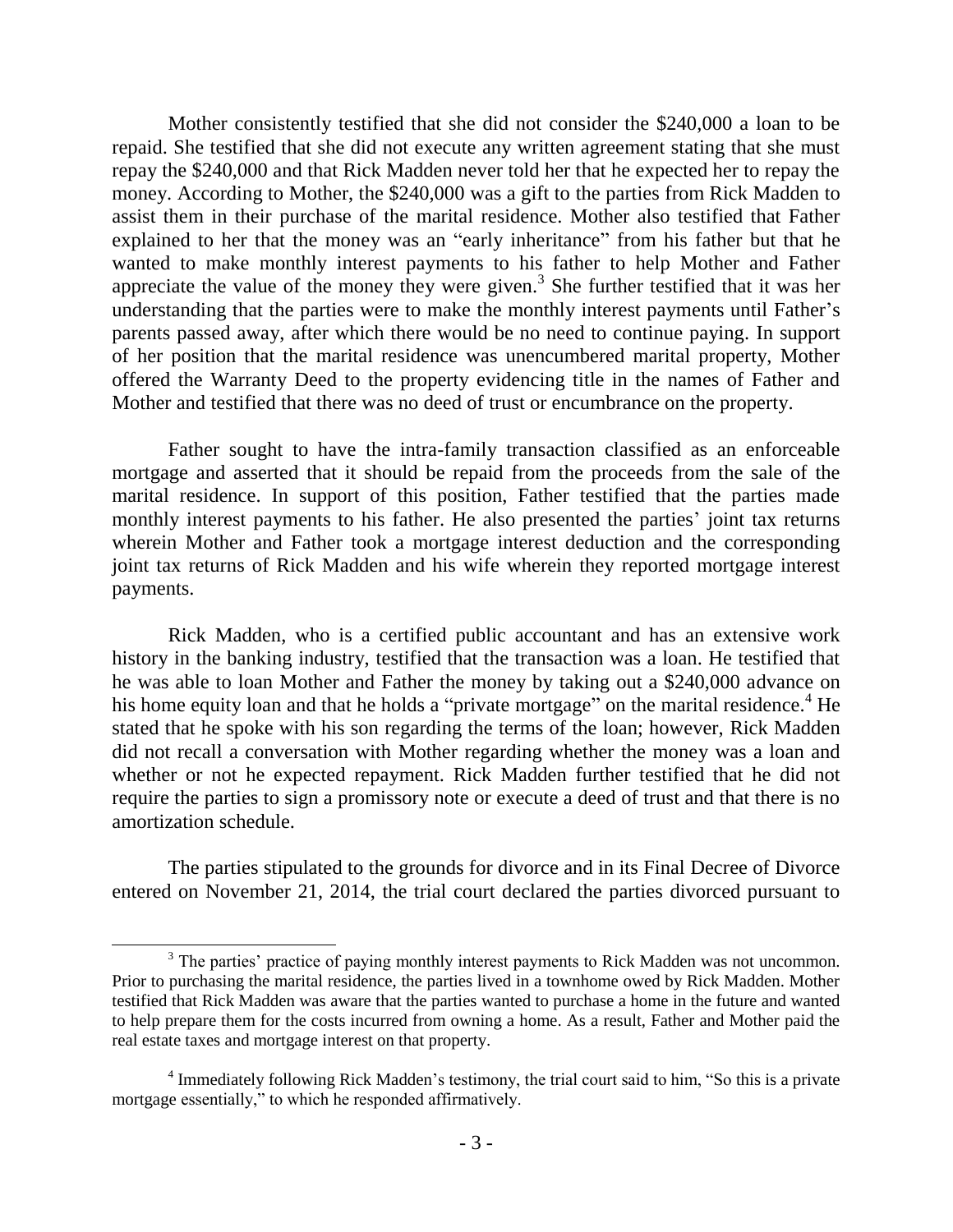Mother consistently testified that she did not consider the $240,000 a loan to be repaid. She testified that she did not execute any written agreement stating that she must repay the $240,000 and that Rick Madden never told her that he expected her to repay the money. According to Mother, the $240,000 was a gift to the parties from Rick Madden to assist them in their purchase of the marital residence. Mother also testified that Father explained to her that the money was an "early inheritance" from his father but that he wanted to make monthly interest payments to his father to help Mother and Father appreciate the value of the money they were given.[3] She further testified that it was her understanding that the parties were to make the monthly interest payments until Father's parents passed away, after which there would be no need to continue paying. In support of her position that the marital residence was unencumbered marital property, Mother offered the Warranty Deed to the property evidencing title in the names of Father and Mother and testified that there was no deed of trust or encumbrance on the property.

Father sought to have the intra-family transaction classified as an enforceable mortgage and asserted that it should be repaid from the proceeds from the sale of the marital residence. In support of this position, Father testified that the parties made monthly interest payments to his father. He also presented the parties' joint tax returns wherein Mother and Father took a mortgage interest deduction and the corresponding joint tax returns of Rick Madden and his wife wherein they reported mortgage interest payments.

Rick Madden, who is a certified public accountant and has an extensive work history in the banking industry, testified that the transaction was a loan. He testified that he was able to loan Mother and Father the money by taking out a $240,000 advance on his home equity loan and that he holds a "private mortgage" on the marital residence.[4] He stated that he spoke with his son regarding the terms of the loan; however, Rick Madden did not recall a conversation with Mother regarding whether the money was a loan and whether or not he expected repayment. Rick Madden further testified that he did not require the parties to sign a promissory note or execute a deed of trust and that there is no amortization schedule.

The parties stipulated to the grounds for divorce and in its Final Decree of Divorce entered on November 21, 2014, the trial court declared the parties divorced pursuant to

---

[3] The parties' practice of paying monthly interest payments to Rick Madden was not uncommon. Prior to purchasing the marital residence, the parties lived in a townhome owed by Rick Madden. Mother testified that Rick Madden was aware that the parties wanted to purchase a home in the future and wanted to help prepare them for the costs incurred from owning a home. As a result, Father and Mother paid the real estate taxes and mortgage interest on that property.

[4] Immediately following Rick Madden's testimony, the trial court said to him, "So this is a private mortgage essentially," to which he responded affirmatively.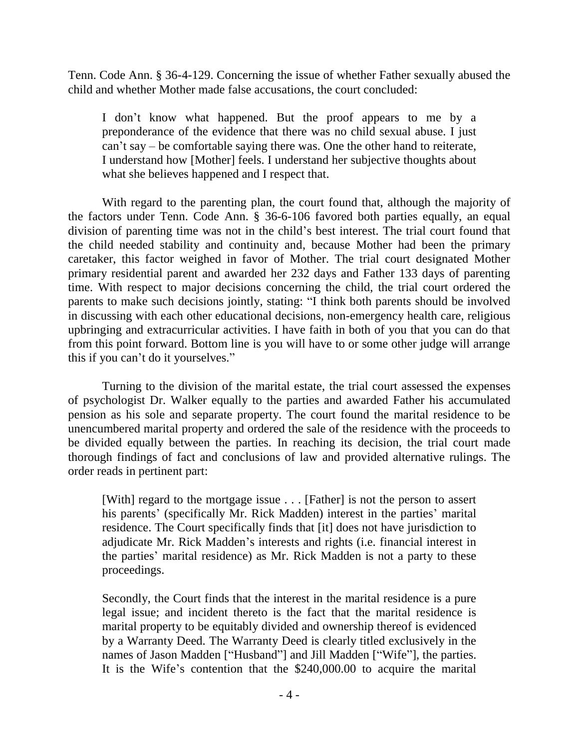Tenn. Code Ann. § 36-4-129. Concerning the issue of whether Father sexually abused the child and whether Mother made false accusations, the court concluded:

> I don't know what happened. But the proof appears to me by a preponderance of the evidence that there was no child sexual abuse. I just can't say – be comfortable saying there was. One the other hand to reiterate, I understand how [Mother] feels. I understand her subjective thoughts about what she believes happened and I respect that.

With regard to the parenting plan, the court found that, although the majority of the factors under Tenn. Code Ann. § 36-6-106 favored both parties equally, an equal division of parenting time was not in the child's best interest. The trial court found that the child needed stability and continuity and, because Mother had been the primary caretaker, this factor weighed in favor of Mother. The trial court designated Mother primary residential parent and awarded her 232 days and Father 133 days of parenting time. With respect to major decisions concerning the child, the trial court ordered the parents to make such decisions jointly, stating: "I think both parents should be involved in discussing with each other educational decisions, non-emergency health care, religious upbringing and extracurricular activities. I have faith in both of you that you can do that from this point forward. Bottom line is you will have to or some other judge will arrange this if you can't do it yourselves."

Turning to the division of the marital estate, the trial court assessed the expenses of psychologist Dr. Walker equally to the parties and awarded Father his accumulated pension as his sole and separate property. The court found the marital residence to be unencumbered marital property and ordered the sale of the residence with the proceeds to be divided equally between the parties. In reaching its decision, the trial court made thorough findings of fact and conclusions of law and provided alternative rulings. The order reads in pertinent part:

> [With] regard to the mortgage issue . . . [Father] is not the person to assert his parents' (specifically Mr. Rick Madden) interest in the parties' marital residence. The Court specifically finds that [it] does not have jurisdiction to adjudicate Mr. Rick Madden's interests and rights (i.e. financial interest in the parties' marital residence) as Mr. Rick Madden is not a party to these proceedings.
>
> Secondly, the Court finds that the interest in the marital residence is a pure legal issue; and incident thereto is the fact that the marital residence is marital property to be equitably divided and ownership thereof is evidenced by a Warranty Deed. The Warranty Deed is clearly titled exclusively in the names of Jason Madden ["Husband"] and Jill Madden ["Wife"], the parties. It is the Wife's contention that the $240,000.00 to acquire the marital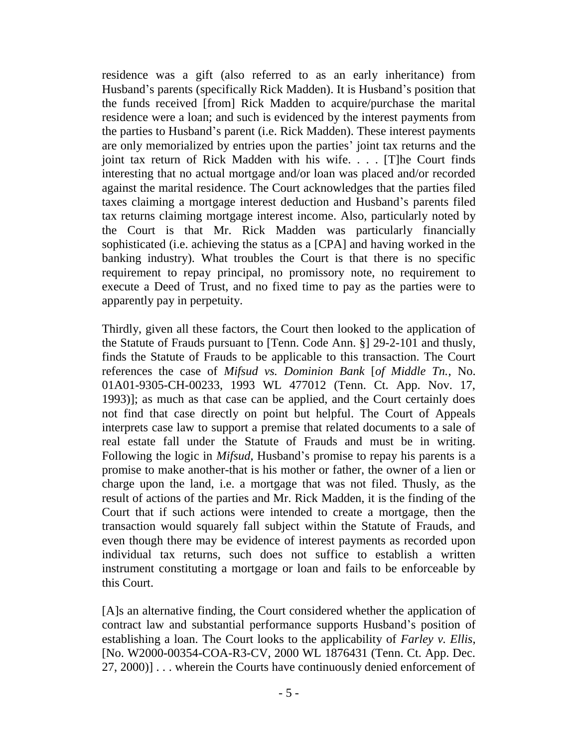residence was a gift (also referred to as an early inheritance) from Husband's parents (specifically Rick Madden). It is Husband's position that the funds received [from] Rick Madden to acquire/purchase the marital residence were a loan; and such is evidenced by the interest payments from the parties to Husband's parent (i.e. Rick Madden). These interest payments are only memorialized by entries upon the parties' joint tax returns and the joint tax return of Rick Madden with his wife. . . . [T]he Court finds interesting that no actual mortgage and/or loan was placed and/or recorded against the marital residence. The Court acknowledges that the parties filed taxes claiming a mortgage interest deduction and Husband's parents filed tax returns claiming mortgage interest income. Also, particularly noted by the Court is that Mr. Rick Madden was particularly financially sophisticated (i.e. achieving the status as a [CPA] and having worked in the banking industry). What troubles the Court is that there is no specific requirement to repay principal, no promissory note, no requirement to execute a Deed of Trust, and no fixed time to pay as the parties were to apparently pay in perpetuity.

Thirdly, given all these factors, the Court then looked to the application of the Statute of Frauds pursuant to [Tenn. Code Ann. §] 29-2-101 and thusly, finds the Statute of Frauds to be applicable to this transaction. The Court references the case of *Mifsud vs. Dominion Bank* [*of Middle Tn.*, No. 01A01-9305-CH-00233, 1993 WL 477012 (Tenn. Ct. App. Nov. 17, 1993)]; as much as that case can be applied, and the Court certainly does not find that case directly on point but helpful. The Court of Appeals interprets case law to support a premise that related documents to a sale of real estate fall under the Statute of Frauds and must be in writing. Following the logic in *Mifsud*, Husband's promise to repay his parents is a promise to make another-that is his mother or father, the owner of a lien or charge upon the land, i.e. a mortgage that was not filed. Thusly, as the result of actions of the parties and Mr. Rick Madden, it is the finding of the Court that if such actions were intended to create a mortgage, then the transaction would squarely fall subject within the Statute of Frauds, and even though there may be evidence of interest payments as recorded upon individual tax returns, such does not suffice to establish a written instrument constituting a mortgage or loan and fails to be enforceable by this Court.

[A]s an alternative finding, the Court considered whether the application of contract law and substantial performance supports Husband's position of establishing a loan. The Court looks to the applicability of *Farley v. Ellis*, [No. W2000-00354-COA-R3-CV, 2000 WL 1876431 (Tenn. Ct. App. Dec. 27, 2000)] . . . wherein the Courts have continuously denied enforcement of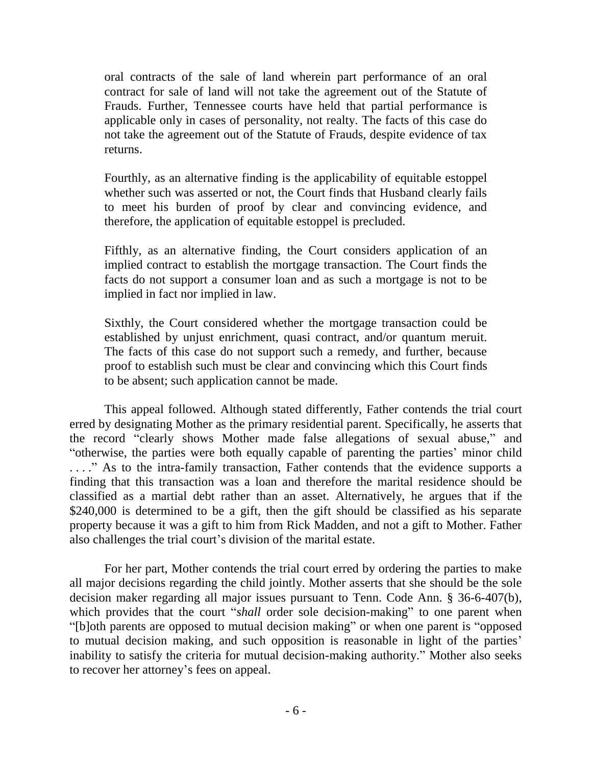oral contracts of the sale of land wherein part performance of an oral contract for sale of land will not take the agreement out of the Statute of Frauds. Further, Tennessee courts have held that partial performance is applicable only in cases of personality, not realty. The facts of this case do not take the agreement out of the Statute of Frauds, despite evidence of tax returns.

Fourthly, as an alternative finding is the applicability of equitable estoppel whether such was asserted or not, the Court finds that Husband clearly fails to meet his burden of proof by clear and convincing evidence, and therefore, the application of equitable estoppel is precluded.

Fifthly, as an alternative finding, the Court considers application of an implied contract to establish the mortgage transaction. The Court finds the facts do not support a consumer loan and as such a mortgage is not to be implied in fact nor implied in law.

Sixthly, the Court considered whether the mortgage transaction could be established by unjust enrichment, quasi contract, and/or quantum meruit. The facts of this case do not support such a remedy, and further, because proof to establish such must be clear and convincing which this Court finds to be absent; such application cannot be made.

This appeal followed. Although stated differently, Father contends the trial court erred by designating Mother as the primary residential parent. Specifically, he asserts that the record "clearly shows Mother made false allegations of sexual abuse," and "otherwise, the parties were both equally capable of parenting the parties' minor child . . . ." As to the intra-family transaction, Father contends that the evidence supports a finding that this transaction was a loan and therefore the marital residence should be classified as a martial debt rather than an asset. Alternatively, he argues that if the $240,000 is determined to be a gift, then the gift should be classified as his separate property because it was a gift to him from Rick Madden, and not a gift to Mother. Father also challenges the trial court's division of the marital estate.

For her part, Mother contends the trial court erred by ordering the parties to make all major decisions regarding the child jointly. Mother asserts that she should be the sole decision maker regarding all major issues pursuant to Tenn. Code Ann. § 36-6-407(b), which provides that the court "*shall* order sole decision-making" to one parent when "[b]oth parents are opposed to mutual decision making" or when one parent is "opposed to mutual decision making, and such opposition is reasonable in light of the parties' inability to satisfy the criteria for mutual decision-making authority." Mother also seeks to recover her attorney's fees on appeal.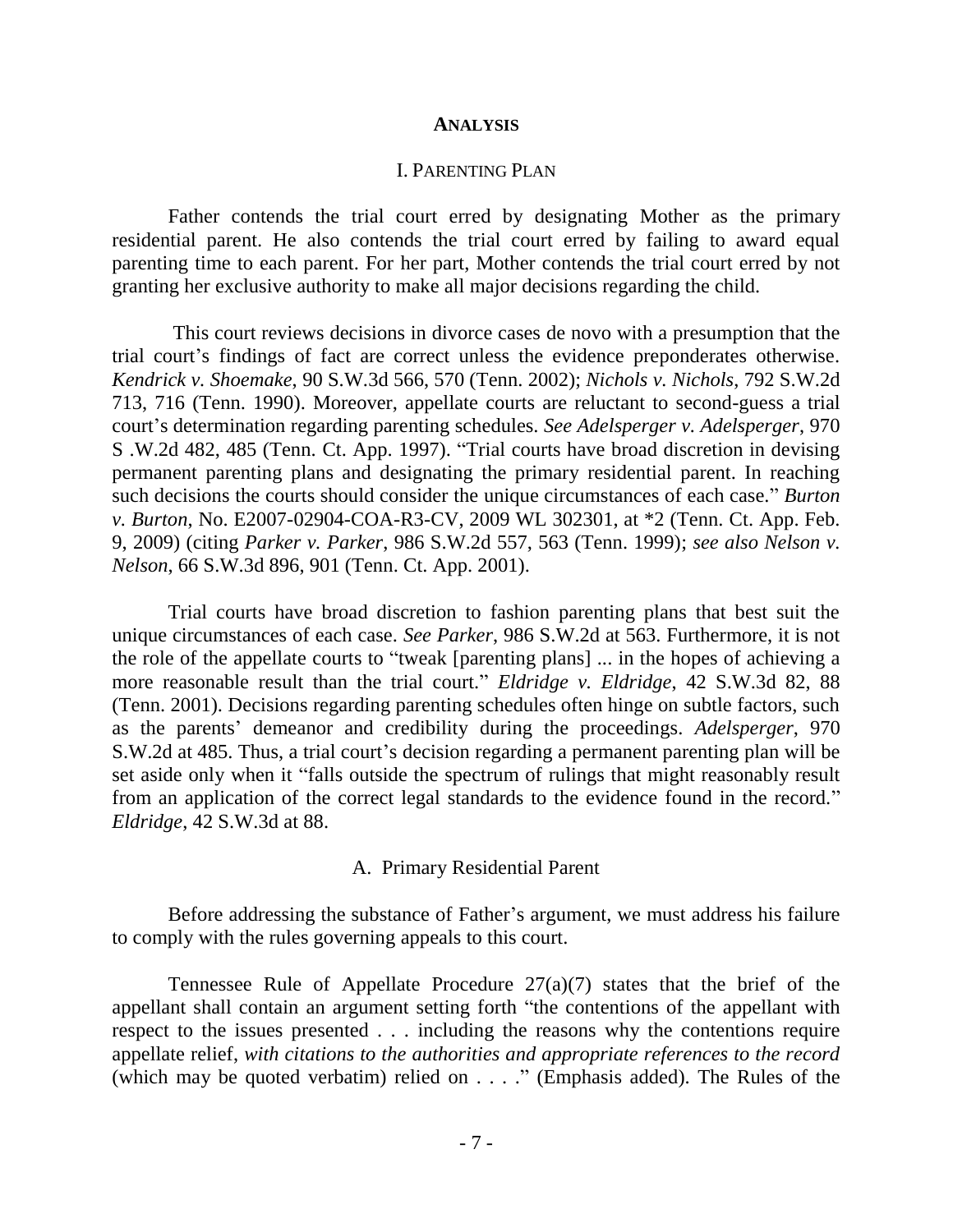## ANALYSIS

### I. PARENTING PLAN

Father contends the trial court erred by designating Mother as the primary residential parent. He also contends the trial court erred by failing to award equal parenting time to each parent. For her part, Mother contends the trial court erred by not granting her exclusive authority to make all major decisions regarding the child.

This court reviews decisions in divorce cases de novo with a presumption that the trial court's findings of fact are correct unless the evidence preponderates otherwise. *Kendrick v. Shoemake*, 90 S.W.3d 566, 570 (Tenn. 2002); *Nichols v. Nichols*, 792 S.W.2d 713, 716 (Tenn. 1990). Moreover, appellate courts are reluctant to second-guess a trial court's determination regarding parenting schedules. *See Adelsperger v. Adelsperger*, 970 S .W.2d 482, 485 (Tenn. Ct. App. 1997). "Trial courts have broad discretion in devising permanent parenting plans and designating the primary residential parent. In reaching such decisions the courts should consider the unique circumstances of each case." *Burton v. Burton*, No. E2007-02904-COA-R3-CV, 2009 WL 302301, at *2 (Tenn. Ct. App. Feb. 9, 2009) (citing *Parker v. Parker*, 986 S.W.2d 557, 563 (Tenn. 1999); *see also Nelson v. Nelson*, 66 S.W.3d 896, 901 (Tenn. Ct. App. 2001).

Trial courts have broad discretion to fashion parenting plans that best suit the unique circumstances of each case. *See Parker*, 986 S.W.2d at 563. Furthermore, it is not the role of the appellate courts to "tweak [parenting plans] ... in the hopes of achieving a more reasonable result than the trial court." *Eldridge v. Eldridge*, 42 S.W.3d 82, 88 (Tenn. 2001). Decisions regarding parenting schedules often hinge on subtle factors, such as the parents' demeanor and credibility during the proceedings. *Adelsperger*, 970 S.W.2d at 485. Thus, a trial court's decision regarding a permanent parenting plan will be set aside only when it "falls outside the spectrum of rulings that might reasonably result from an application of the correct legal standards to the evidence found in the record." *Eldridge*, 42 S.W.3d at 88.

#### A. Primary Residential Parent

Before addressing the substance of Father's argument, we must address his failure to comply with the rules governing appeals to this court.

Tennessee Rule of Appellate Procedure 27(a)(7) states that the brief of the appellant shall contain an argument setting forth "the contentions of the appellant with respect to the issues presented . . . including the reasons why the contentions require appellate relief, *with citations to the authorities and appropriate references to the record* (which may be quoted verbatim) relied on . . . ." (Emphasis added). The Rules of the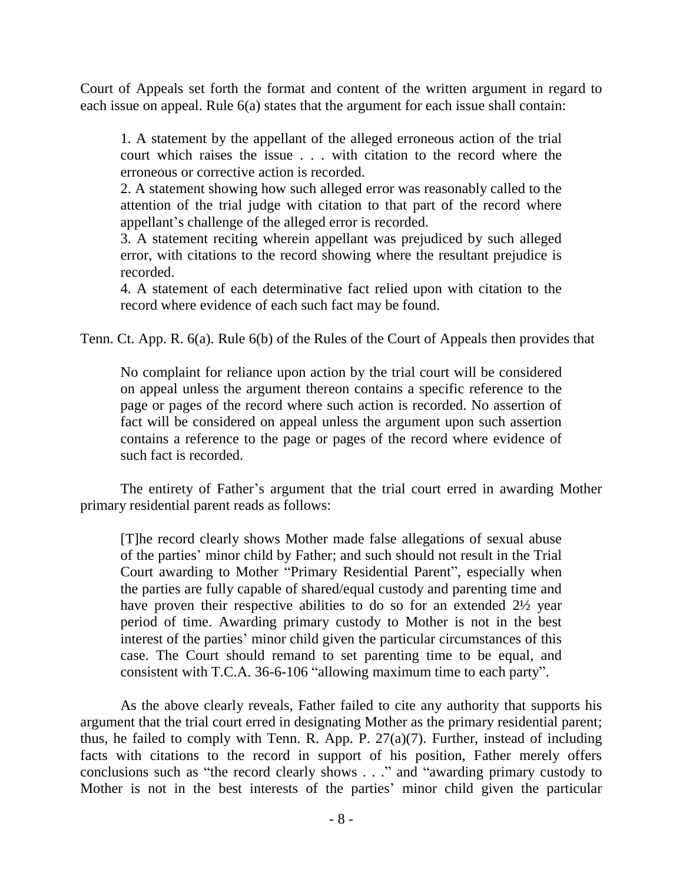Court of Appeals set forth the format and content of the written argument in regard to each issue on appeal. Rule 6(a) states that the argument for each issue shall contain:

> 1. A statement by the appellant of the alleged erroneous action of the trial court which raises the issue . . . with citation to the record where the erroneous or corrective action is recorded.
> 2. A statement showing how such alleged error was reasonably called to the attention of the trial judge with citation to that part of the record where appellant's challenge of the alleged error is recorded.
> 3. A statement reciting wherein appellant was prejudiced by such alleged error, with citations to the record showing where the resultant prejudice is recorded.
> 4. A statement of each determinative fact relied upon with citation to the record where evidence of each such fact may be found.

Tenn. Ct. App. R. 6(a). Rule 6(b) of the Rules of the Court of Appeals then provides that

> No complaint for reliance upon action by the trial court will be considered on appeal unless the argument thereon contains a specific reference to the page or pages of the record where such action is recorded. No assertion of fact will be considered on appeal unless the argument upon such assertion contains a reference to the page or pages of the record where evidence of such fact is recorded.

The entirety of Father's argument that the trial court erred in awarding Mother primary residential parent reads as follows:

> [T]he record clearly shows Mother made false allegations of sexual abuse of the parties' minor child by Father; and such should not result in the Trial Court awarding to Mother "Primary Residential Parent", especially when the parties are fully capable of shared/equal custody and parenting time and have proven their respective abilities to do so for an extended 2½ year period of time. Awarding primary custody to Mother is not in the best interest of the parties' minor child given the particular circumstances of this case. The Court should remand to set parenting time to be equal, and consistent with T.C.A. 36-6-106 "allowing maximum time to each party".

As the above clearly reveals, Father failed to cite any authority that supports his argument that the trial court erred in designating Mother as the primary residential parent; thus, he failed to comply with Tenn. R. App. P. 27(a)(7). Further, instead of including facts with citations to the record in support of his position, Father merely offers conclusions such as "the record clearly shows . . ." and "awarding primary custody to Mother is not in the best interests of the parties' minor child given the particular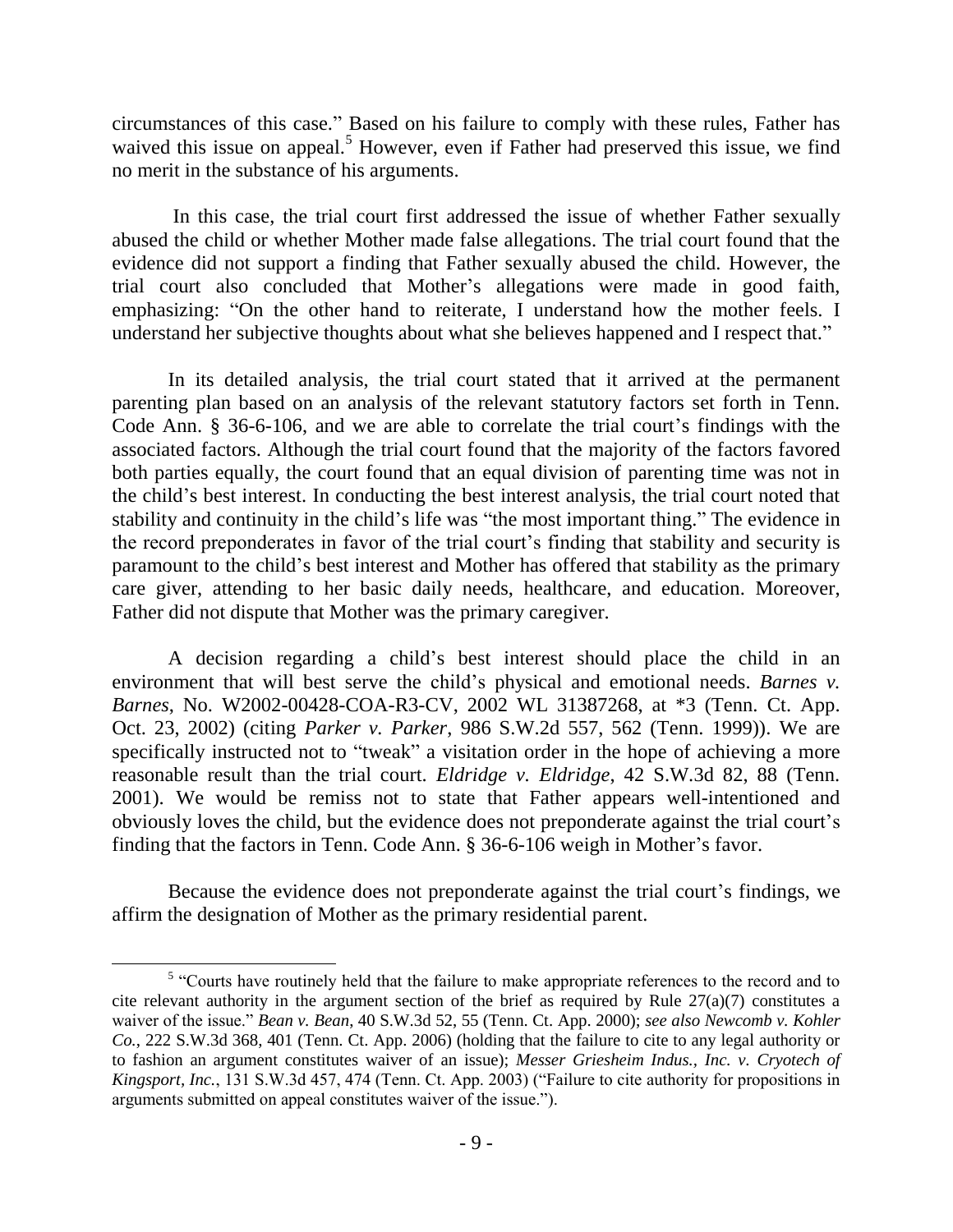circumstances of this case." Based on his failure to comply with these rules, Father has waived this issue on appeal.[5] However, even if Father had preserved this issue, we find no merit in the substance of his arguments.

In this case, the trial court first addressed the issue of whether Father sexually abused the child or whether Mother made false allegations. The trial court found that the evidence did not support a finding that Father sexually abused the child. However, the trial court also concluded that Mother's allegations were made in good faith, emphasizing: "On the other hand to reiterate, I understand how the mother feels. I understand her subjective thoughts about what she believes happened and I respect that."

In its detailed analysis, the trial court stated that it arrived at the permanent parenting plan based on an analysis of the relevant statutory factors set forth in Tenn. Code Ann. § 36-6-106, and we are able to correlate the trial court's findings with the associated factors. Although the trial court found that the majority of the factors favored both parties equally, the court found that an equal division of parenting time was not in the child's best interest. In conducting the best interest analysis, the trial court noted that stability and continuity in the child's life was "the most important thing." The evidence in the record preponderates in favor of the trial court's finding that stability and security is paramount to the child's best interest and Mother has offered that stability as the primary care giver, attending to her basic daily needs, healthcare, and education. Moreover, Father did not dispute that Mother was the primary caregiver.

A decision regarding a child's best interest should place the child in an environment that will best serve the child's physical and emotional needs. *Barnes v. Barnes*, No. W2002-00428-COA-R3-CV, 2002 WL 31387268, at *3 (Tenn. Ct. App. Oct. 23, 2002) (citing *Parker v. Parker*, 986 S.W.2d 557, 562 (Tenn. 1999)). We are specifically instructed not to "tweak" a visitation order in the hope of achieving a more reasonable result than the trial court. *Eldridge v. Eldridge*, 42 S.W.3d 82, 88 (Tenn. 2001). We would be remiss not to state that Father appears well-intentioned and obviously loves the child, but the evidence does not preponderate against the trial court's finding that the factors in Tenn. Code Ann. § 36-6-106 weigh in Mother's favor.

Because the evidence does not preponderate against the trial court's findings, we affirm the designation of Mother as the primary residential parent.

---

[5] "Courts have routinely held that the failure to make appropriate references to the record and to cite relevant authority in the argument section of the brief as required by Rule 27(a)(7) constitutes a waiver of the issue." *Bean v. Bean*, 40 S.W.3d 52, 55 (Tenn. Ct. App. 2000); *see also Newcomb v. Kohler Co.*, 222 S.W.3d 368, 401 (Tenn. Ct. App. 2006) (holding that the failure to cite to any legal authority or to fashion an argument constitutes waiver of an issue); *Messer Griesheim Indus., Inc. v. Cryotech of Kingsport, Inc.*, 131 S.W.3d 457, 474 (Tenn. Ct. App. 2003) ("Failure to cite authority for propositions in arguments submitted on appeal constitutes waiver of the issue.").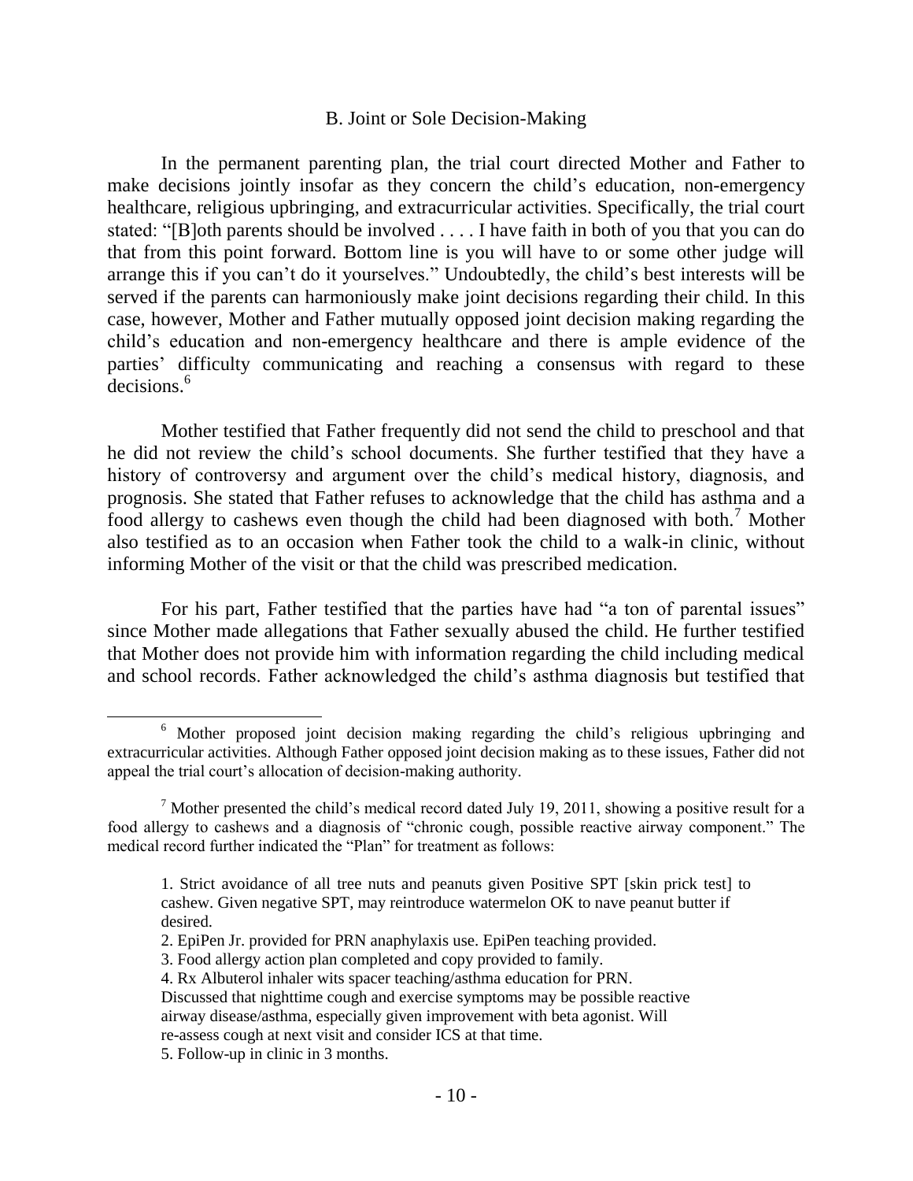### B. Joint or Sole Decision-Making

In the permanent parenting plan, the trial court directed Mother and Father to make decisions jointly insofar as they concern the child's education, non-emergency healthcare, religious upbringing, and extracurricular activities. Specifically, the trial court stated: "[B]oth parents should be involved . . . . I have faith in both of you that you can do that from this point forward. Bottom line is you will have to or some other judge will arrange this if you can't do it yourselves." Undoubtedly, the child's best interests will be served if the parents can harmoniously make joint decisions regarding their child. In this case, however, Mother and Father mutually opposed joint decision making regarding the child's education and non-emergency healthcare and there is ample evidence of the parties' difficulty communicating and reaching a consensus with regard to these decisions.[6]

Mother testified that Father frequently did not send the child to preschool and that he did not review the child's school documents. She further testified that they have a history of controversy and argument over the child's medical history, diagnosis, and prognosis. She stated that Father refuses to acknowledge that the child has asthma and a food allergy to cashews even though the child had been diagnosed with both.[7] Mother also testified as to an occasion when Father took the child to a walk-in clinic, without informing Mother of the visit or that the child was prescribed medication.

For his part, Father testified that the parties have had "a ton of parental issues" since Mother made allegations that Father sexually abused the child. He further testified that Mother does not provide him with information regarding the child including medical and school records. Father acknowledged the child's asthma diagnosis but testified that

---

[6] Mother proposed joint decision making regarding the child's religious upbringing and extracurricular activities. Although Father opposed joint decision making as to these issues, Father did not appeal the trial court's allocation of decision-making authority.

[7] Mother presented the child's medical record dated July 19, 2011, showing a positive result for a food allergy to cashews and a diagnosis of "chronic cough, possible reactive airway component." The medical record further indicated the "Plan" for treatment as follows:

> 1. Strict avoidance of all tree nuts and peanuts given Positive SPT [skin prick test] to cashew. Given negative SPT, may reintroduce watermelon OK to nave peanut butter if desired.
> 2. EpiPen Jr. provided for PRN anaphylaxis use. EpiPen teaching provided.
> 3. Food allergy action plan completed and copy provided to family.
> 4. Rx Albuterol inhaler wits spacer teaching/asthma education for PRN.
> Discussed that nighttime cough and exercise symptoms may be possible reactive airway disease/asthma, especially given improvement with beta agonist. Will re-assess cough at next visit and consider ICS at that time.
> 5. Follow-up in clinic in 3 months.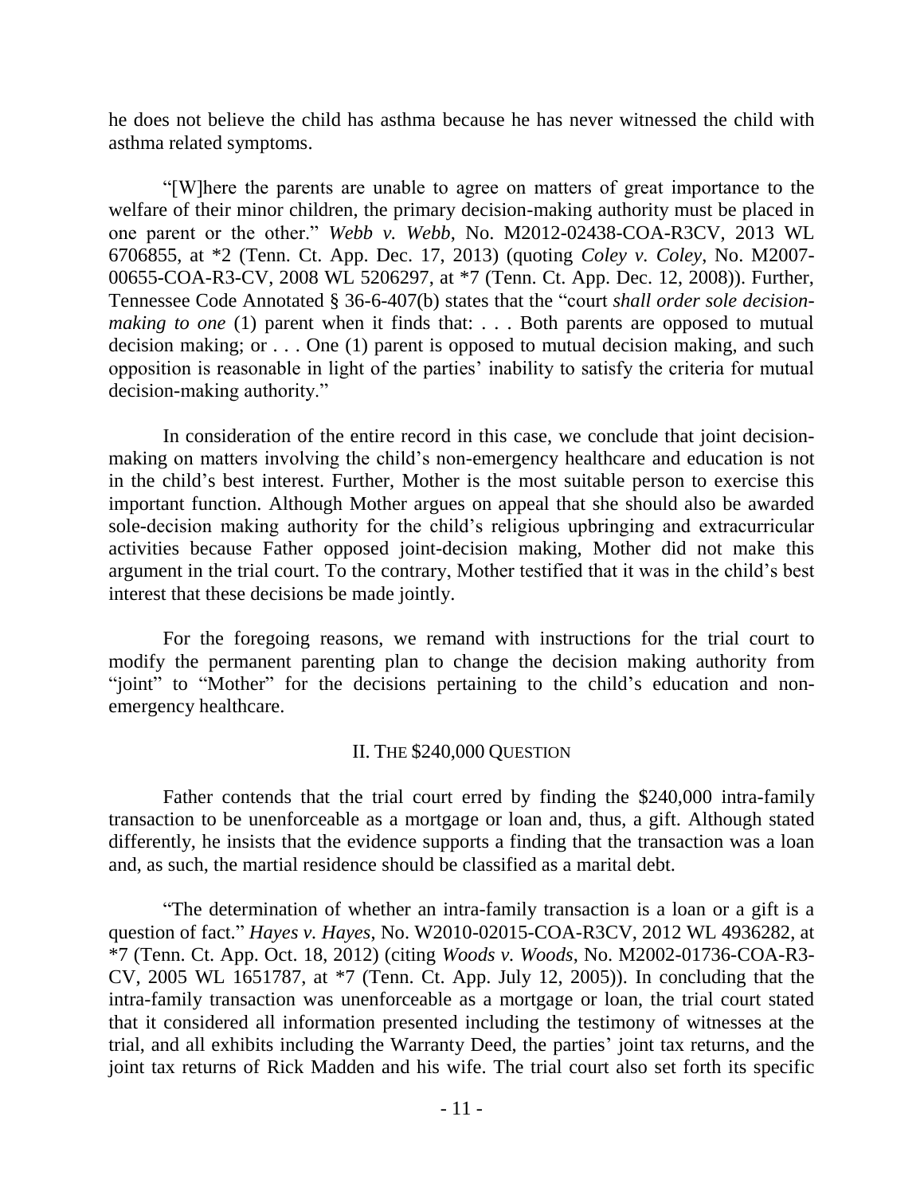he does not believe the child has asthma because he has never witnessed the child with asthma related symptoms.

"[W]here the parents are unable to agree on matters of great importance to the welfare of their minor children, the primary decision-making authority must be placed in one parent or the other." *Webb v. Webb*, No. M2012-02438-COA-R3CV, 2013 WL 6706855, at *2 (Tenn. Ct. App. Dec. 17, 2013) (quoting *Coley v. Coley*, No. M2007-00655-COA-R3-CV, 2008 WL 5206297, at *7 (Tenn. Ct. App. Dec. 12, 2008)). Further, Tennessee Code Annotated § 36-6-407(b) states that the "court *shall order sole decision-making to one* (1) parent when it finds that: . . . Both parents are opposed to mutual decision making; or . . . One (1) parent is opposed to mutual decision making, and such opposition is reasonable in light of the parties' inability to satisfy the criteria for mutual decision-making authority."

In consideration of the entire record in this case, we conclude that joint decision-making on matters involving the child's non-emergency healthcare and education is not in the child's best interest. Further, Mother is the most suitable person to exercise this important function. Although Mother argues on appeal that she should also be awarded sole-decision making authority for the child's religious upbringing and extracurricular activities because Father opposed joint-decision making, Mother did not make this argument in the trial court. To the contrary, Mother testified that it was in the child's best interest that these decisions be made jointly.

For the foregoing reasons, we remand with instructions for the trial court to modify the permanent parenting plan to change the decision making authority from "joint" to "Mother" for the decisions pertaining to the child's education and non-emergency healthcare.

## II. The $240,000 Question

Father contends that the trial court erred by finding the $240,000 intra-family transaction to be unenforceable as a mortgage or loan and, thus, a gift. Although stated differently, he insists that the evidence supports a finding that the transaction was a loan and, as such, the martial residence should be classified as a marital debt.

"The determination of whether an intra-family transaction is a loan or a gift is a question of fact." *Hayes v. Hayes*, No. W2010-02015-COA-R3CV, 2012 WL 4936282, at *7 (Tenn. Ct. App. Oct. 18, 2012) (citing *Woods v. Woods*, No. M2002-01736-COA-R3-CV, 2005 WL 1651787, at *7 (Tenn. Ct. App. July 12, 2005)). In concluding that the intra-family transaction was unenforceable as a mortgage or loan, the trial court stated that it considered all information presented including the testimony of witnesses at the trial, and all exhibits including the Warranty Deed, the parties' joint tax returns, and the joint tax returns of Rick Madden and his wife. The trial court also set forth its specific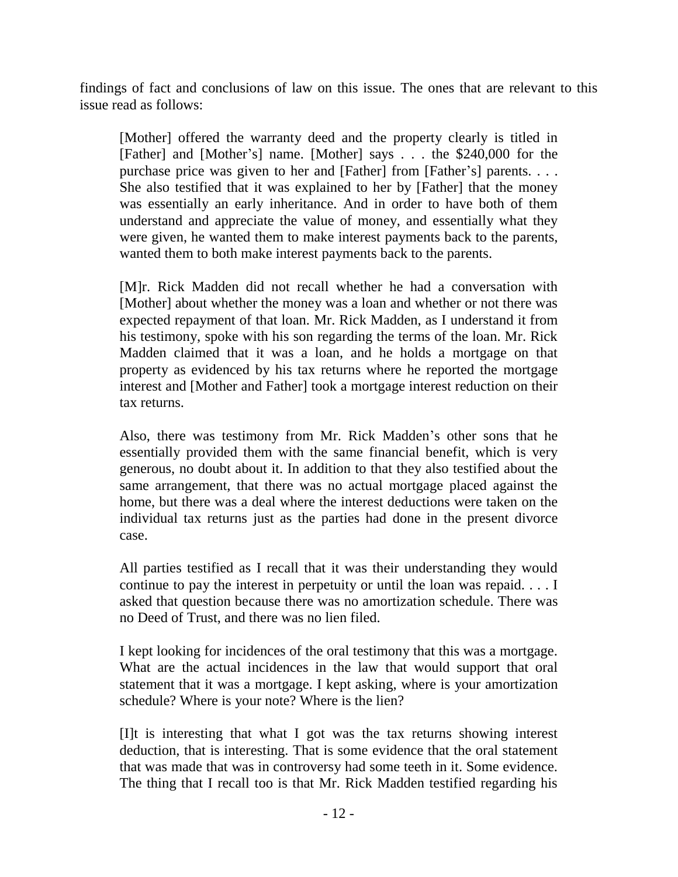findings of fact and conclusions of law on this issue. The ones that are relevant to this issue read as follows:

> [Mother] offered the warranty deed and the property clearly is titled in [Father] and [Mother's] name. [Mother] says . . . the $240,000 for the purchase price was given to her and [Father] from [Father's] parents. . . . She also testified that it was explained to her by [Father] that the money was essentially an early inheritance. And in order to have both of them understand and appreciate the value of money, and essentially what they were given, he wanted them to make interest payments back to the parents, wanted them to both make interest payments back to the parents.
>
> [M]r. Rick Madden did not recall whether he had a conversation with [Mother] about whether the money was a loan and whether or not there was expected repayment of that loan. Mr. Rick Madden, as I understand it from his testimony, spoke with his son regarding the terms of the loan. Mr. Rick Madden claimed that it was a loan, and he holds a mortgage on that property as evidenced by his tax returns where he reported the mortgage interest and [Mother and Father] took a mortgage interest reduction on their tax returns.
>
> Also, there was testimony from Mr. Rick Madden's other sons that he essentially provided them with the same financial benefit, which is very generous, no doubt about it. In addition to that they also testified about the same arrangement, that there was no actual mortgage placed against the home, but there was a deal where the interest deductions were taken on the individual tax returns just as the parties had done in the present divorce case.
>
> All parties testified as I recall that it was their understanding they would continue to pay the interest in perpetuity or until the loan was repaid. . . . I asked that question because there was no amortization schedule. There was no Deed of Trust, and there was no lien filed.
>
> I kept looking for incidences of the oral testimony that this was a mortgage. What are the actual incidences in the law that would support that oral statement that it was a mortgage. I kept asking, where is your amortization schedule? Where is your note? Where is the lien?
>
> [I]t is interesting that what I got was the tax returns showing interest deduction, that is interesting. That is some evidence that the oral statement that was made that was in controversy had some teeth in it. Some evidence. The thing that I recall too is that Mr. Rick Madden testified regarding his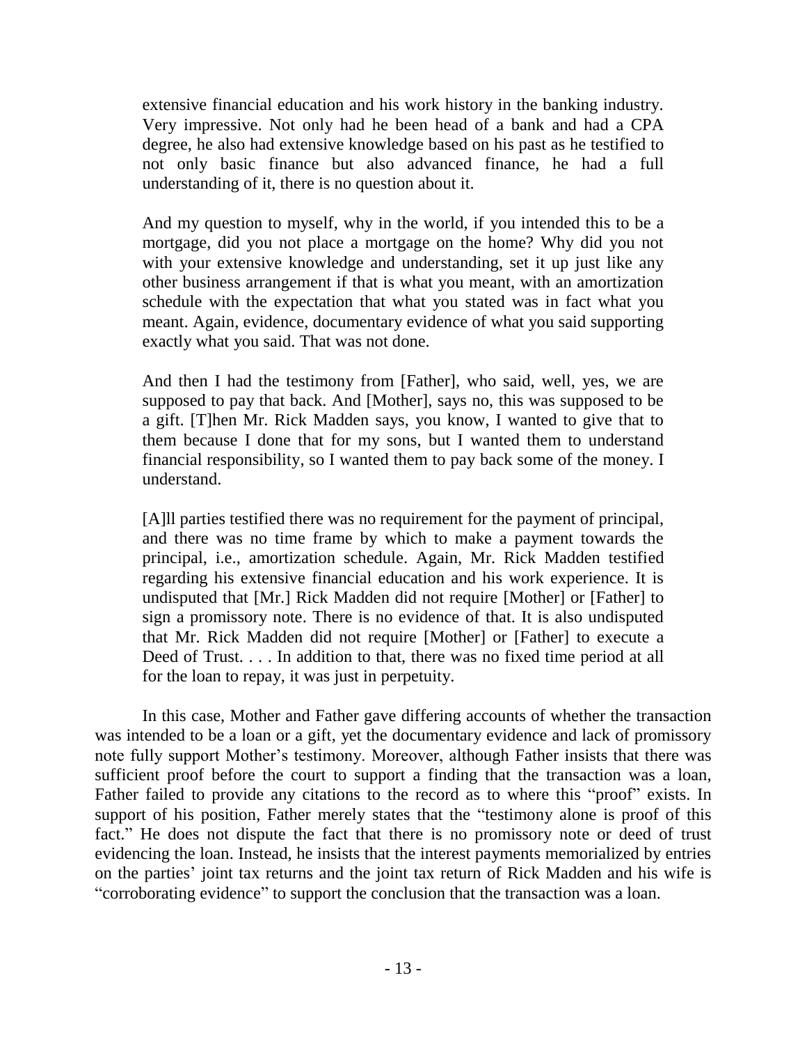> extensive financial education and his work history in the banking industry. Very impressive. Not only had he been head of a bank and had a CPA degree, he also had extensive knowledge based on his past as he testified to not only basic finance but also advanced finance, he had a full understanding of it, there is no question about it.
>
> And my question to myself, why in the world, if you intended this to be a mortgage, did you not place a mortgage on the home? Why did you not with your extensive knowledge and understanding, set it up just like any other business arrangement if that is what you meant, with an amortization schedule with the expectation that what you stated was in fact what you meant. Again, evidence, documentary evidence of what you said supporting exactly what you said. That was not done.
>
> And then I had the testimony from [Father], who said, well, yes, we are supposed to pay that back. And [Mother], says no, this was supposed to be a gift. [T]hen Mr. Rick Madden says, you know, I wanted to give that to them because I done that for my sons, but I wanted them to understand financial responsibility, so I wanted them to pay back some of the money. I understand.
>
> [A]ll parties testified there was no requirement for the payment of principal, and there was no time frame by which to make a payment towards the principal, i.e., amortization schedule. Again, Mr. Rick Madden testified regarding his extensive financial education and his work experience. It is undisputed that [Mr.] Rick Madden did not require [Mother] or [Father] to sign a promissory note. There is no evidence of that. It is also undisputed that Mr. Rick Madden did not require [Mother] or [Father] to execute a Deed of Trust. . . . In addition to that, there was no fixed time period at all for the loan to repay, it was just in perpetuity.

In this case, Mother and Father gave differing accounts of whether the transaction was intended to be a loan or a gift, yet the documentary evidence and lack of promissory note fully support Mother's testimony. Moreover, although Father insists that there was sufficient proof before the court to support a finding that the transaction was a loan, Father failed to provide any citations to the record as to where this "proof" exists. In support of his position, Father merely states that the "testimony alone is proof of this fact." He does not dispute the fact that there is no promissory note or deed of trust evidencing the loan. Instead, he insists that the interest payments memorialized by entries on the parties' joint tax returns and the joint tax return of Rick Madden and his wife is "corroborating evidence" to support the conclusion that the transaction was a loan.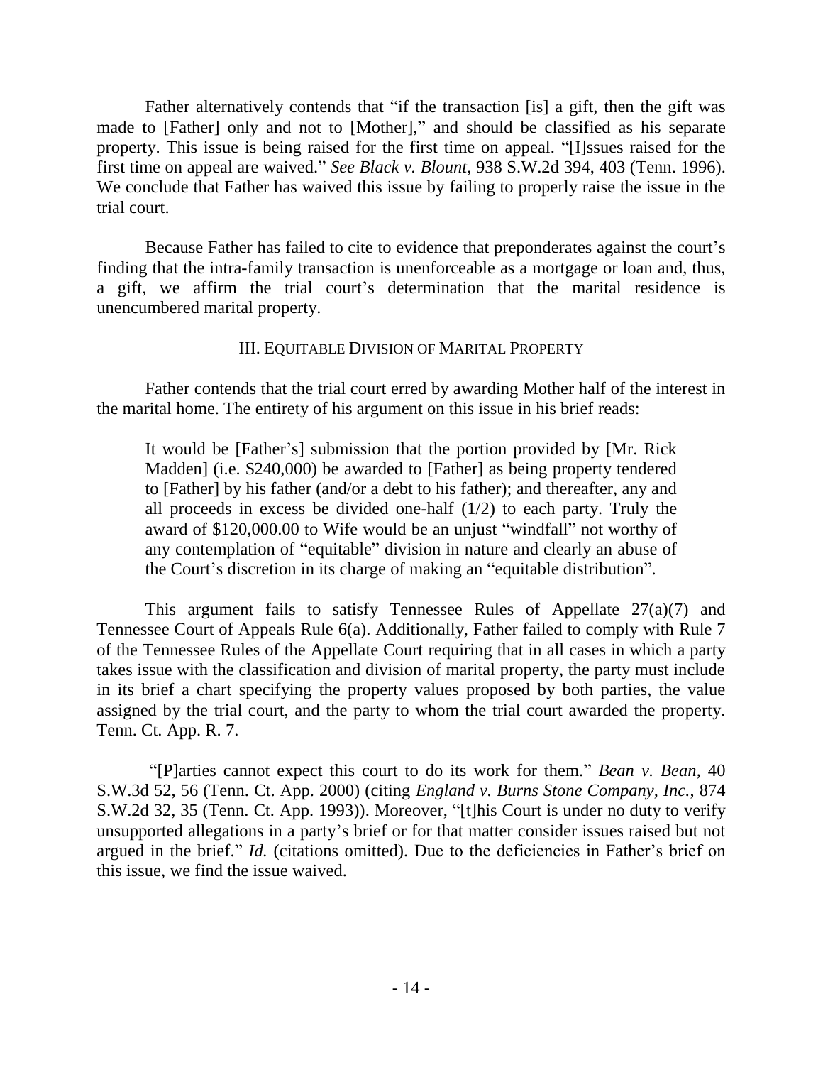Father alternatively contends that "if the transaction [is] a gift, then the gift was made to [Father] only and not to [Mother]," and should be classified as his separate property. This issue is being raised for the first time on appeal. "[I]ssues raised for the first time on appeal are waived." *See Black v. Blount*, 938 S.W.2d 394, 403 (Tenn. 1996). We conclude that Father has waived this issue by failing to properly raise the issue in the trial court.

Because Father has failed to cite to evidence that preponderates against the court's finding that the intra-family transaction is unenforceable as a mortgage or loan and, thus, a gift, we affirm the trial court's determination that the marital residence is unencumbered marital property.

### III. Equitable Division of Marital Property

Father contends that the trial court erred by awarding Mother half of the interest in the marital home. The entirety of his argument on this issue in his brief reads:

> It would be [Father's] submission that the portion provided by [Mr. Rick Madden] (i.e. $240,000) be awarded to [Father] as being property tendered to [Father] by his father (and/or a debt to his father); and thereafter, any and all proceeds in excess be divided one-half (1/2) to each party. Truly the award of $120,000.00 to Wife would be an unjust "windfall" not worthy of any contemplation of "equitable" division in nature and clearly an abuse of the Court's discretion in its charge of making an "equitable distribution".

This argument fails to satisfy Tennessee Rules of Appellate 27(a)(7) and Tennessee Court of Appeals Rule 6(a). Additionally, Father failed to comply with Rule 7 of the Tennessee Rules of the Appellate Court requiring that in all cases in which a party takes issue with the classification and division of marital property, the party must include in its brief a chart specifying the property values proposed by both parties, the value assigned by the trial court, and the party to whom the trial court awarded the property. Tenn. Ct. App. R. 7.

"[P]arties cannot expect this court to do its work for them." *Bean v. Bean*, 40 S.W.3d 52, 56 (Tenn. Ct. App. 2000) (citing *England v. Burns Stone Company, Inc.*, 874 S.W.2d 32, 35 (Tenn. Ct. App. 1993)). Moreover, "[t]his Court is under no duty to verify unsupported allegations in a party's brief or for that matter consider issues raised but not argued in the brief." *Id.* (citations omitted). Due to the deficiencies in Father's brief on this issue, we find the issue waived.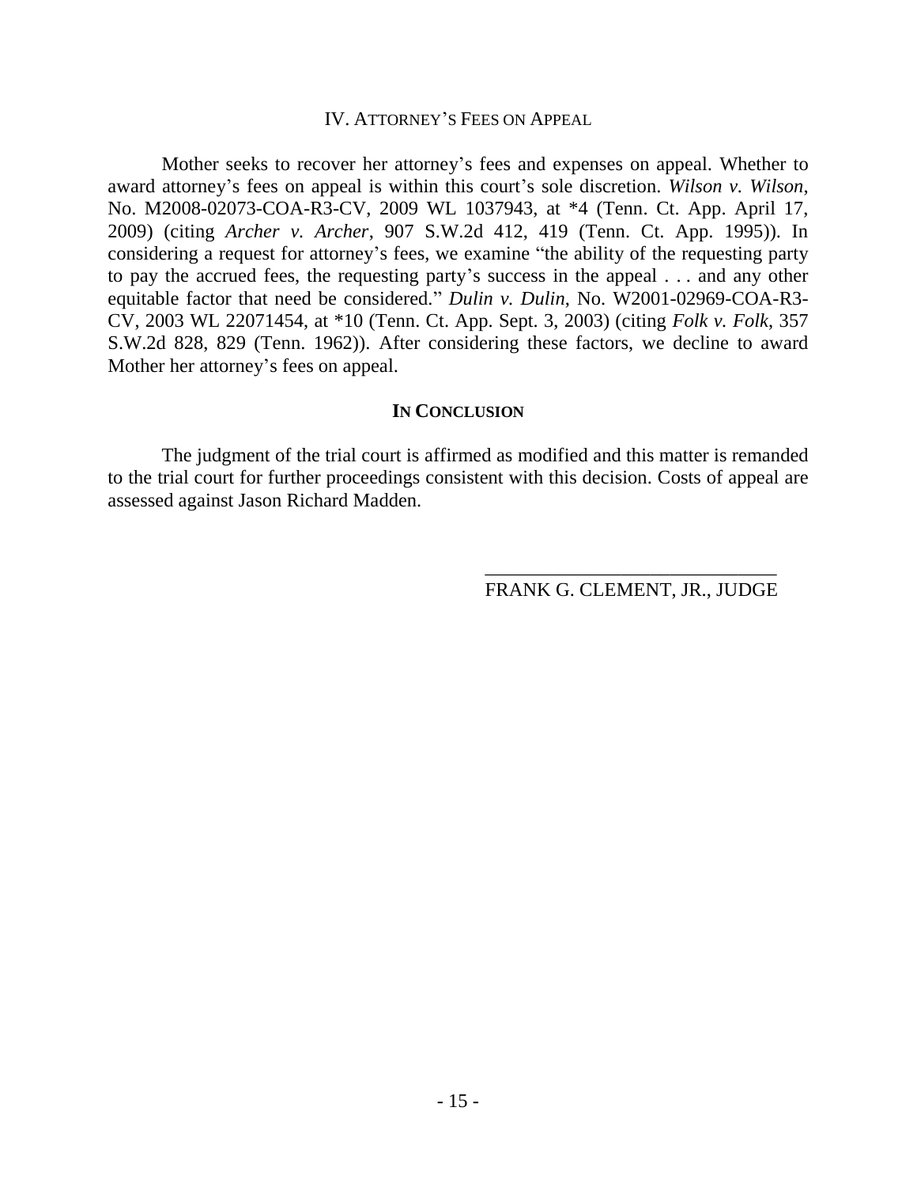## IV. ATTORNEY'S FEES ON APPEAL

Mother seeks to recover her attorney's fees and expenses on appeal. Whether to award attorney's fees on appeal is within this court's sole discretion. *Wilson v. Wilson*, No. M2008-02073-COA-R3-CV, 2009 WL 1037943, at *4 (Tenn. Ct. App. April 17, 2009) (citing *Archer v. Archer*, 907 S.W.2d 412, 419 (Tenn. Ct. App. 1995)). In considering a request for attorney's fees, we examine "the ability of the requesting party to pay the accrued fees, the requesting party's success in the appeal . . . and any other equitable factor that need be considered." *Dulin v. Dulin*, No. W2001-02969-COA-R3-CV, 2003 WL 22071454, at *10 (Tenn. Ct. App. Sept. 3, 2003) (citing *Folk v. Folk*, 357 S.W.2d 828, 829 (Tenn. 1962)). After considering these factors, we decline to award Mother her attorney's fees on appeal.

## IN CONCLUSION

The judgment of the trial court is affirmed as modified and this matter is remanded to the trial court for further proceedings consistent with this decision. Costs of appeal are assessed against Jason Richard Madden.

\_\_\_\_\_\_\_\_\_\_\_\_\_\_\_\_\_\_\_\_\_\_\_\_\_\_\_\_\_\_

FRANK G. CLEMENT, JR., JUDGE